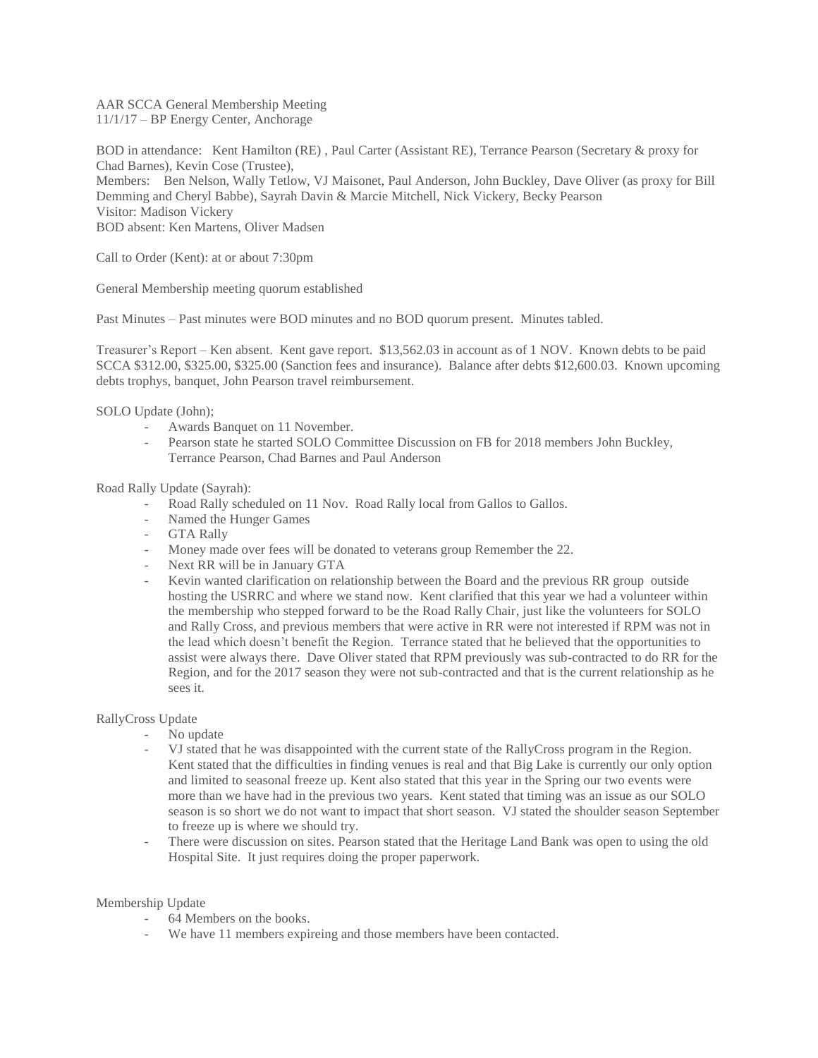AAR SCCA General Membership Meeting
11/1/17 – BP Energy Center, Anchorage

BOD in attendance: Kent Hamilton (RE) , Paul Carter (Assistant RE), Terrance Pearson (Secretary & proxy for Chad Barnes), Kevin Cose (Trustee),
Members: Ben Nelson, Wally Tetlow, VJ Maisonet, Paul Anderson, John Buckley, Dave Oliver (as proxy for Bill Demming and Cheryl Babbe), Sayrah Davin & Marcie Mitchell, Nick Vickery, Becky Pearson
Visitor: Madison Vickery
BOD absent: Ken Martens, Oliver Madsen

Call to Order (Kent): at or about 7:30pm

General Membership meeting quorum established

Past Minutes – Past minutes were BOD minutes and no BOD quorum present. Minutes tabled.

Treasurer's Report – Ken absent. Kent gave report. $13,562.03 in account as of 1 NOV. Known debts to be paid SCCA $312.00, $325.00, $325.00 (Sanction fees and insurance). Balance after debts $12,600.03. Known upcoming debts trophys, banquet, John Pearson travel reimbursement.

SOLO Update (John);

- Awards Banquet on 11 November.
- Pearson state he started SOLO Committee Discussion on FB for 2018 members John Buckley, Terrance Pearson, Chad Barnes and Paul Anderson

Road Rally Update (Sayrah):

- Road Rally scheduled on 11 Nov. Road Rally local from Gallos to Gallos.
- Named the Hunger Games
- GTA Rally
- Money made over fees will be donated to veterans group Remember the 22.
- Next RR will be in January GTA
- Kevin wanted clarification on relationship between the Board and the previous RR group outside hosting the USRRC and where we stand now. Kent clarified that this year we had a volunteer within the membership who stepped forward to be the Road Rally Chair, just like the volunteers for SOLO and Rally Cross, and previous members that were active in RR were not interested if RPM was not in the lead which doesn't benefit the Region. Terrance stated that he believed that the opportunities to assist were always there. Dave Oliver stated that RPM previously was sub-contracted to do RR for the Region, and for the 2017 season they were not sub-contracted and that is the current relationship as he sees it.

RallyCross Update

- No update
- VJ stated that he was disappointed with the current state of the RallyCross program in the Region. Kent stated that the difficulties in finding venues is real and that Big Lake is currently our only option and limited to seasonal freeze up. Kent also stated that this year in the Spring our two events were more than we have had in the previous two years. Kent stated that timing was an issue as our SOLO season is so short we do not want to impact that short season. VJ stated the shoulder season September to freeze up is where we should try.
- There were discussion on sites. Pearson stated that the Heritage Land Bank was open to using the old Hospital Site. It just requires doing the proper paperwork.

Membership Update

- 64 Members on the books.
- We have 11 members expireing and those members have been contacted.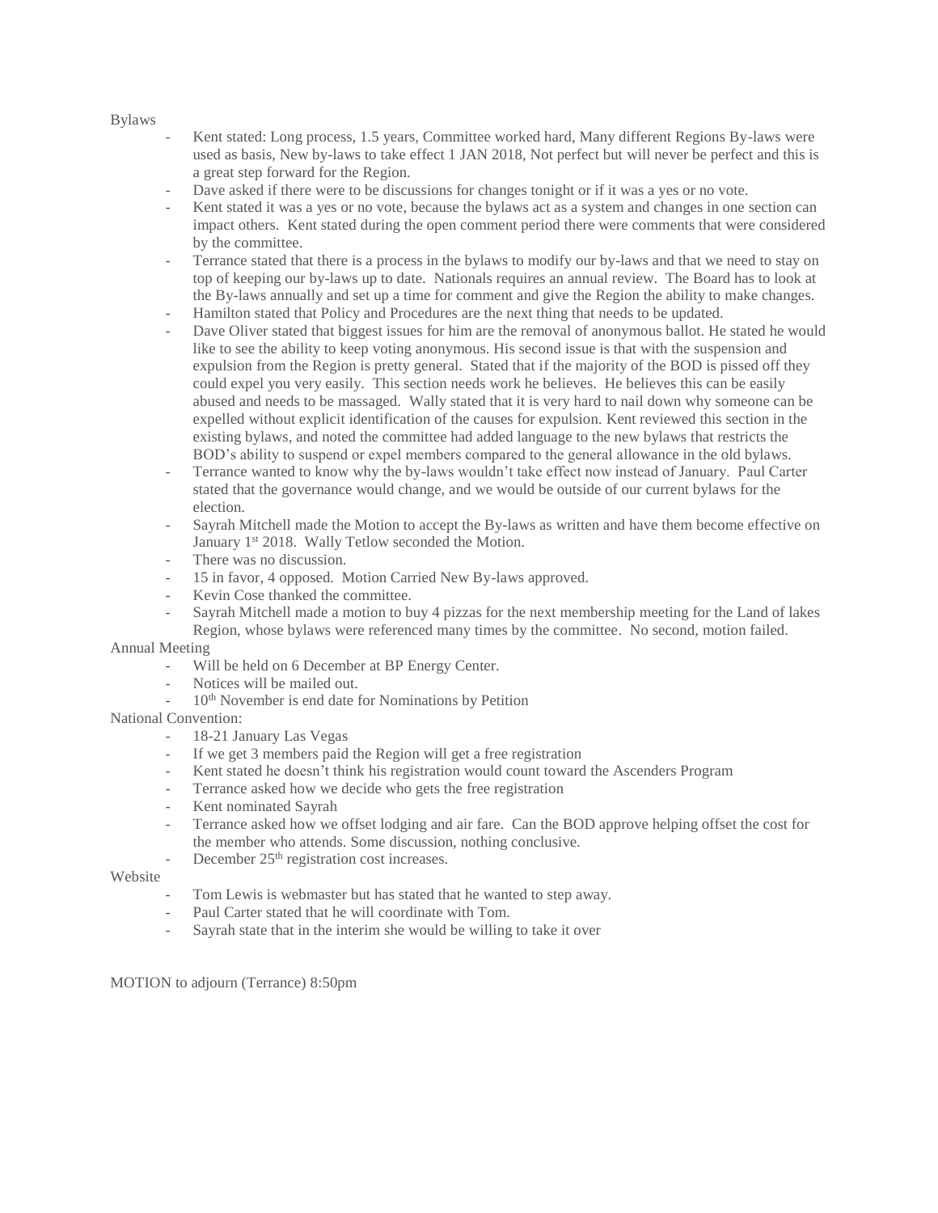Bylaws

- Kent stated: Long process, 1.5 years, Committee worked hard, Many different Regions By-laws were used as basis, New by-laws to take effect 1 JAN 2018, Not perfect but will never be perfect and this is a great step forward for the Region.
- Dave asked if there were to be discussions for changes tonight or if it was a yes or no vote.
- Kent stated it was a yes or no vote, because the bylaws act as a system and changes in one section can impact others. Kent stated during the open comment period there were comments that were considered by the committee.
- Terrance stated that there is a process in the bylaws to modify our by-laws and that we need to stay on top of keeping our by-laws up to date. Nationals requires an annual review. The Board has to look at the By-laws annually and set up a time for comment and give the Region the ability to make changes.
- Hamilton stated that Policy and Procedures are the next thing that needs to be updated.
- Dave Oliver stated that biggest issues for him are the removal of anonymous ballot. He stated he would like to see the ability to keep voting anonymous. His second issue is that with the suspension and expulsion from the Region is pretty general. Stated that if the majority of the BOD is pissed off they could expel you very easily. This section needs work he believes. He believes this can be easily abused and needs to be massaged. Wally stated that it is very hard to nail down why someone can be expelled without explicit identification of the causes for expulsion. Kent reviewed this section in the existing bylaws, and noted the committee had added language to the new bylaws that restricts the BOD's ability to suspend or expel members compared to the general allowance in the old bylaws.
- Terrance wanted to know why the by-laws wouldn't take effect now instead of January. Paul Carter stated that the governance would change, and we would be outside of our current bylaws for the election.
- Sayrah Mitchell made the Motion to accept the By-laws as written and have them become effective on January 1st 2018. Wally Tetlow seconded the Motion.
- There was no discussion.
- 15 in favor, 4 opposed. Motion Carried New By-laws approved.
- Kevin Cose thanked the committee.
- Sayrah Mitchell made a motion to buy 4 pizzas for the next membership meeting for the Land of lakes Region, whose bylaws were referenced many times by the committee. No second, motion failed.

Annual Meeting

- Will be held on 6 December at BP Energy Center.
- Notices will be mailed out.
- 10th November is end date for Nominations by Petition

National Convention:

- 18-21 January Las Vegas
- If we get 3 members paid the Region will get a free registration
- Kent stated he doesn't think his registration would count toward the Ascenders Program
- Terrance asked how we decide who gets the free registration
- Kent nominated Sayrah
- Terrance asked how we offset lodging and air fare. Can the BOD approve helping offset the cost for the member who attends. Some discussion, nothing conclusive.
- December 25th registration cost increases.

Website

- Tom Lewis is webmaster but has stated that he wanted to step away.
- Paul Carter stated that he will coordinate with Tom.
- Sayrah state that in the interim she would be willing to take it over

MOTION to adjourn (Terrance) 8:50pm